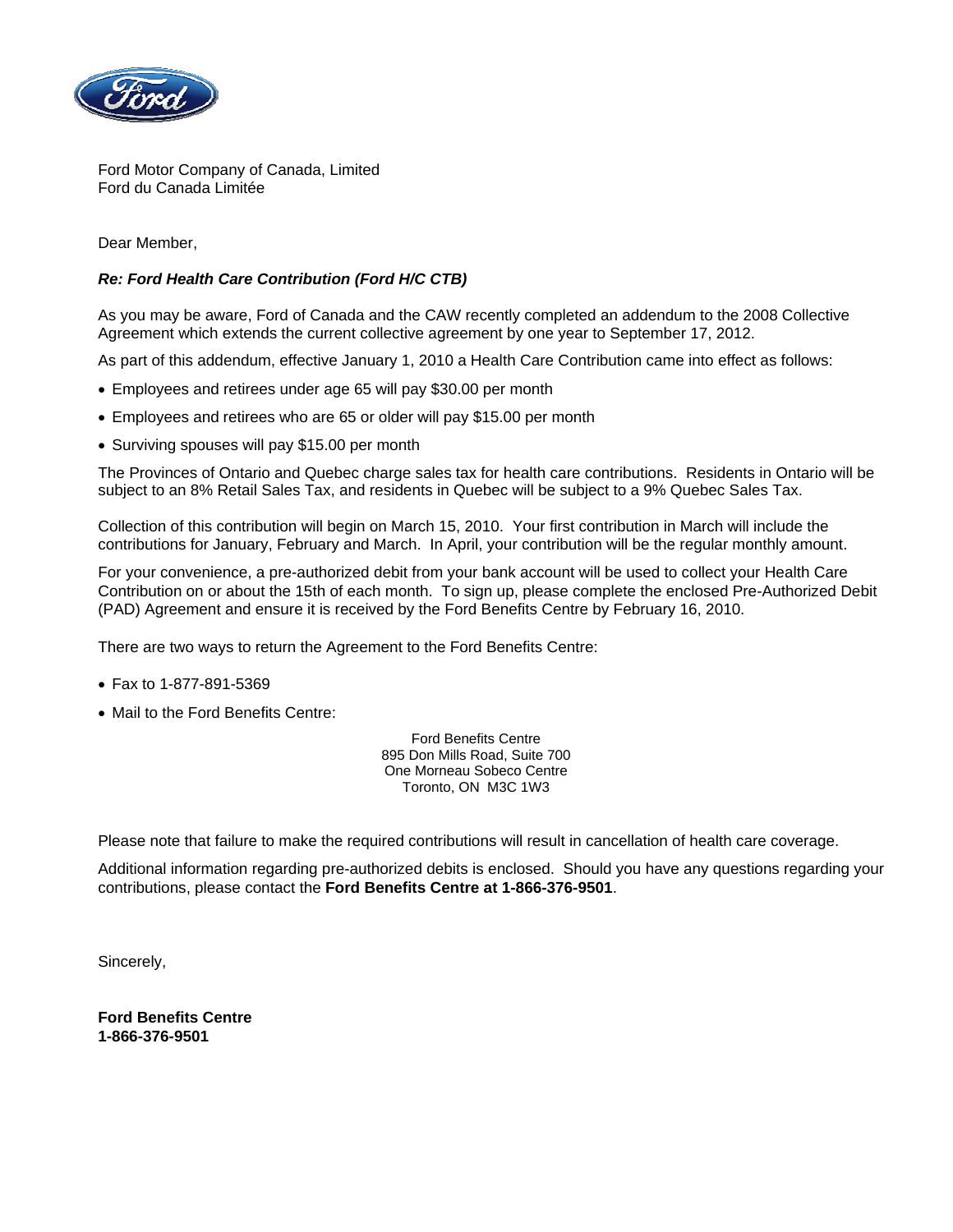Ford Motor Company of Canada, Limited
Ford du Canada Limitée

Dear Member,

***Re: Ford Health Care Contribution (Ford H/C CTB)***

As you may be aware, Ford of Canada and the CAW recently completed an addendum to the 2008 Collective Agreement which extends the current collective agreement by one year to September 17, 2012.

As part of this addendum, effective January 1, 2010 a Health Care Contribution came into effect as follows:

- Employees and retirees under age 65 will pay $30.00 per month
- Employees and retirees who are 65 or older will pay $15.00 per month
- Surviving spouses will pay $15.00 per month

The Provinces of Ontario and Quebec charge sales tax for health care contributions. Residents in Ontario will be subject to an 8% Retail Sales Tax, and residents in Quebec will be subject to a 9% Quebec Sales Tax.

Collection of this contribution will begin on March 15, 2010. Your first contribution in March will include the contributions for January, February and March. In April, your contribution will be the regular monthly amount.

For your convenience, a pre-authorized debit from your bank account will be used to collect your Health Care Contribution on or about the 15th of each month. To sign up, please complete the enclosed Pre-Authorized Debit (PAD) Agreement and ensure it is received by the Ford Benefits Centre by February 16, 2010.

There are two ways to return the Agreement to the Ford Benefits Centre:

- Fax to 1-877-891-5369
- Mail to the Ford Benefits Centre:

Ford Benefits Centre
895 Don Mills Road, Suite 700
One Morneau Sobeco Centre
Toronto, ON M3C 1W3

Please note that failure to make the required contributions will result in cancellation of health care coverage.

Additional information regarding pre-authorized debits is enclosed. Should you have any questions regarding your contributions, please contact the **Ford Benefits Centre at 1-866-376-9501**.

Sincerely,

**Ford Benefits Centre**
**1-866-376-9501**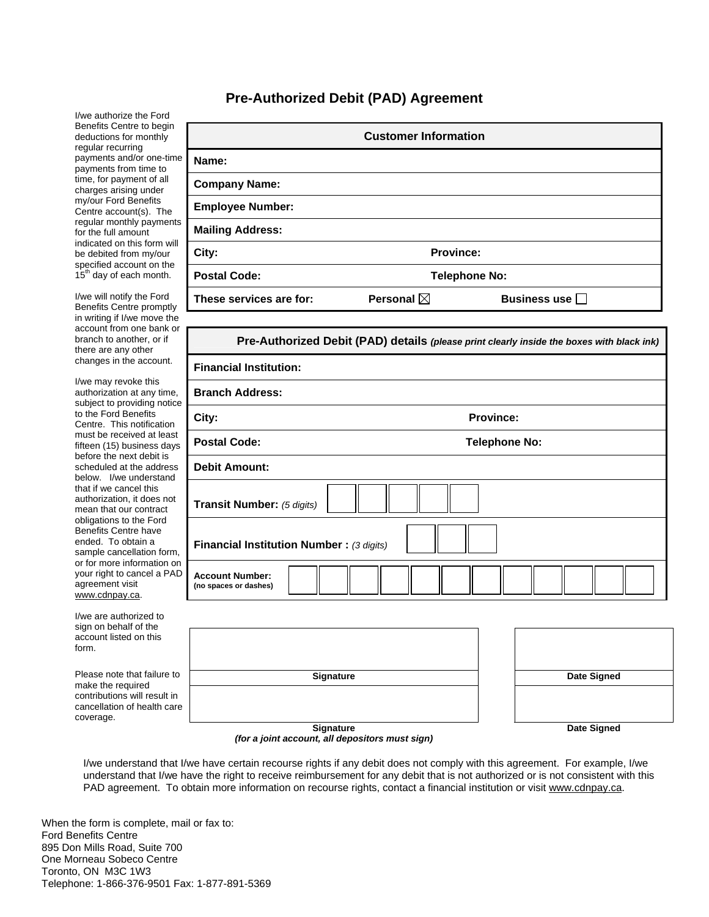# Pre-Authorized Debit (PAD) Agreement

I/we authorize the Ford Benefits Centre to begin deductions for monthly regular recurring payments and/or one-time payments from time to time, for payment of all charges arising under my/our Ford Benefits Centre account(s). The regular monthly payments for the full amount indicated on this form will be debited from my/our specified account on the 15th day of each month.

I/we will notify the Ford Benefits Centre promptly in writing if I/we move the account from one bank or branch to another, or if there are any other changes in the account.

I/we may revoke this authorization at any time, subject to providing notice to the Ford Benefits Centre. This notification must be received at least fifteen (15) business days before the next debit is scheduled at the address below. I/we understand that if we cancel this authorization, it does not mean that our contract obligations to the Ford Benefits Centre have ended. To obtain a sample cancellation form, or for more information on your right to cancel a PAD agreement visit www.cdnpay.ca.

I/we are authorized to sign on behalf of the account listed on this form.

Please note that failure to make the required contributions will result in cancellation of health care coverage.

| Customer Information | | |
|---|---|---|
| **Name:** | | |
| **Company Name:** | | |
| **Employee Number:** | | |
| **Mailing Address:** | | |
| **City:** | **Province:** | |
| **Postal Code:** | **Telephone No:** | |
| **These services are for:** | **Personal** ☒ | **Business use** ☐ |

| **Pre-Authorized Debit (PAD) details** *(please print clearly inside the boxes with black ink)* | |
|---|---|
| **Financial Institution:** | |
| **Branch Address:** | |
| **City:** | **Province:** |
| **Postal Code:** | **Telephone No:** |
| **Debit Amount:** | |
| **Transit Number:** *(5 digits)* | ☐☐☐☐☐ |
| **Financial Institution Number :** *(3 digits)* | ☐☐☐ |
| **Account Number:** (no spaces or dashes) | ☐☐☐☐☐☐☐☐☐☐☐☐ |

| Signature | Date Signed |
|---|---|
| | |

| Signature | Date Signed |
|---|---|
| | |

*(for a joint account, all depositors must sign)*

I/we understand that I/we have certain recourse rights if any debit does not comply with this agreement. For example, I/we understand that I/we have the right to receive reimbursement for any debit that is not authorized or is not consistent with this PAD agreement. To obtain more information on recourse rights, contact a financial institution or visit www.cdnpay.ca.

When the form is complete, mail or fax to:
Ford Benefits Centre
895 Don Mills Road, Suite 700
One Morneau Sobeco Centre
Toronto, ON M3C 1W3
Telephone: 1-866-376-9501 Fax: 1-877-891-5369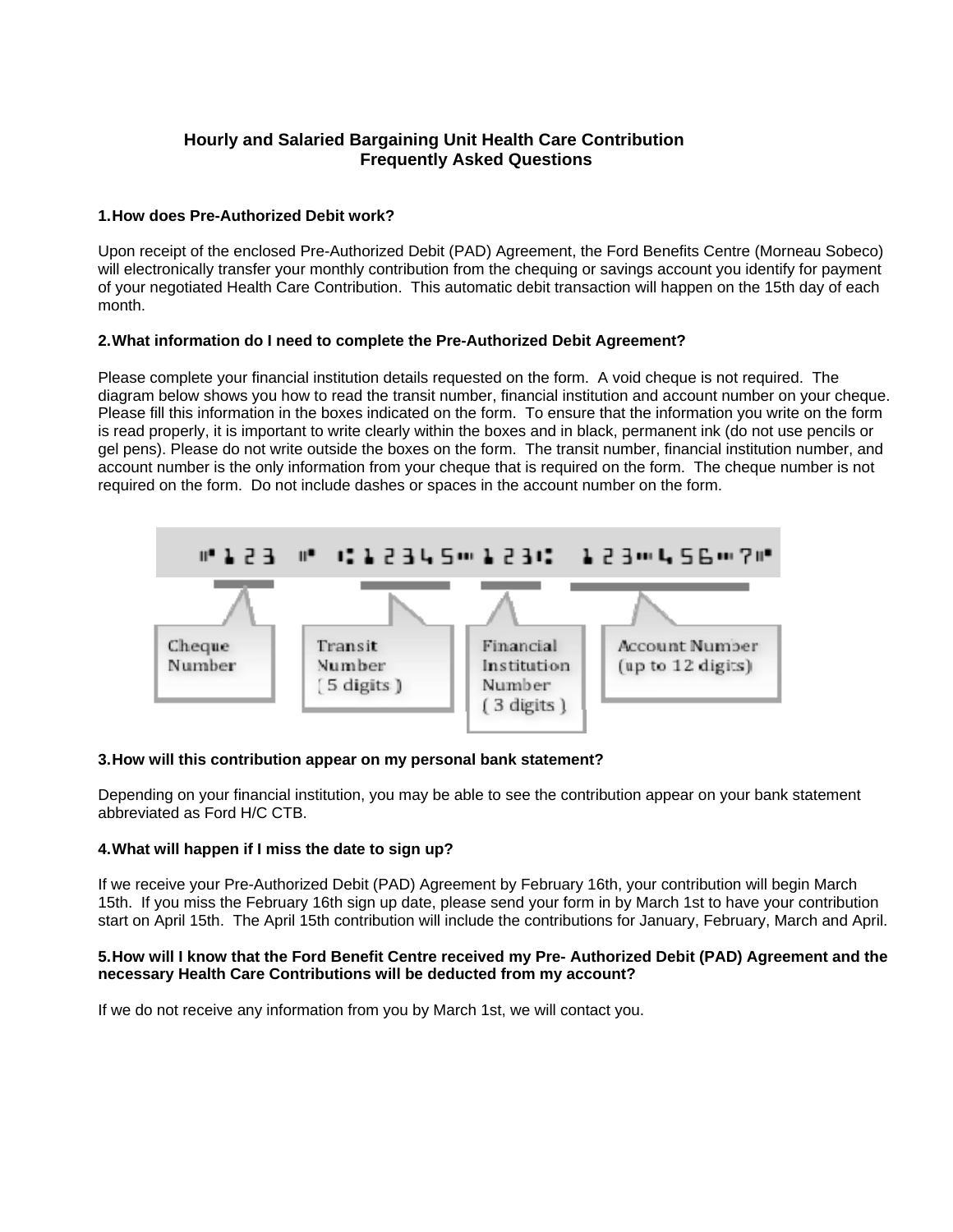## Hourly and Salaried Bargaining Unit Health Care Contribution
## Frequently Asked Questions

**1. How does Pre-Authorized Debit work?**

Upon receipt of the enclosed Pre-Authorized Debit (PAD) Agreement, the Ford Benefits Centre (Morneau Sobeco) will electronically transfer your monthly contribution from the chequing or savings account you identify for payment of your negotiated Health Care Contribution. This automatic debit transaction will happen on the 15th day of each month.

**2. What information do I need to complete the Pre-Authorized Debit Agreement?**

Please complete your financial institution details requested on the form. A void cheque is not required. The diagram below shows you how to read the transit number, financial institution and account number on your cheque. Please fill this information in the boxes indicated on the form. To ensure that the information you write on the form is read properly, it is important to write clearly within the boxes and in black, permanent ink (do not use pencils or gel pens). Please do not write outside the boxes on the form. The transit number, financial institution number, and account number is the only information from your cheque that is required on the form. The cheque number is not required on the form. Do not include dashes or spaces in the account number on the form.

| Cheque Number | Transit Number (5 digits) | Financial Institution Number (3 digits) | Account Number (up to 12 digits) |
|---|---|---|---|
| 123 | 12345 | 123 | 123-456-7 |

**3. How will this contribution appear on my personal bank statement?**

Depending on your financial institution, you may be able to see the contribution appear on your bank statement abbreviated as Ford H/C CTB.

**4. What will happen if I miss the date to sign up?**

If we receive your Pre-Authorized Debit (PAD) Agreement by February 16th, your contribution will begin March 15th. If you miss the February 16th sign up date, please send your form in by March 1st to have your contribution start on April 15th. The April 15th contribution will include the contributions for January, February, March and April.

**5. How will I know that the Ford Benefit Centre received my Pre- Authorized Debit (PAD) Agreement and the necessary Health Care Contributions will be deducted from my account?**

If we do not receive any information from you by March 1st, we will contact you.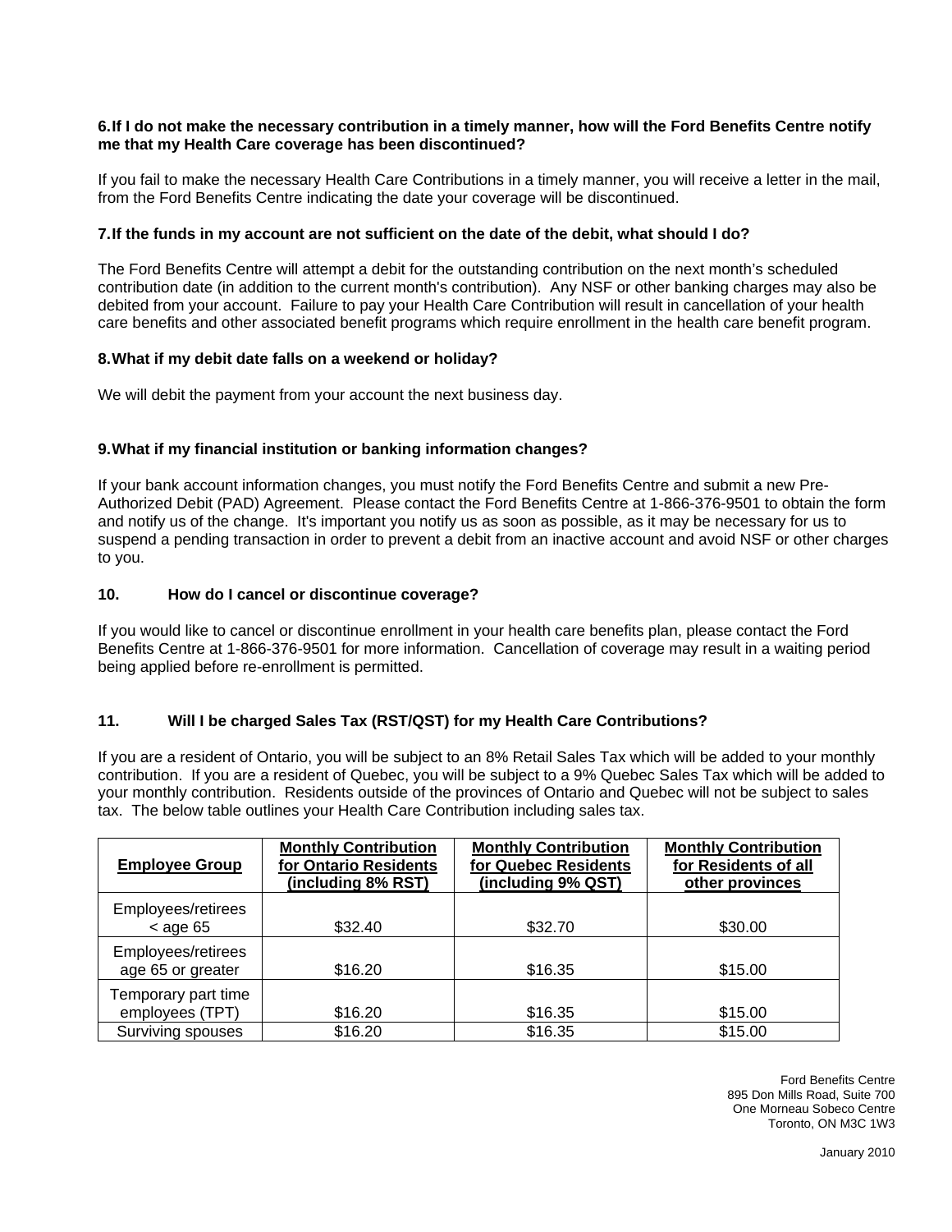**6. If I do not make the necessary contribution in a timely manner, how will the Ford Benefits Centre notify me that my Health Care coverage has been discontinued?**

If you fail to make the necessary Health Care Contributions in a timely manner, you will receive a letter in the mail, from the Ford Benefits Centre indicating the date your coverage will be discontinued.

**7. If the funds in my account are not sufficient on the date of the debit, what should I do?**

The Ford Benefits Centre will attempt a debit for the outstanding contribution on the next month's scheduled contribution date (in addition to the current month's contribution). Any NSF or other banking charges may also be debited from your account. Failure to pay your Health Care Contribution will result in cancellation of your health care benefits and other associated benefit programs which require enrollment in the health care benefit program.

**8. What if my debit date falls on a weekend or holiday?**

We will debit the payment from your account the next business day.

**9. What if my financial institution or banking information changes?**

If your bank account information changes, you must notify the Ford Benefits Centre and submit a new Pre-Authorized Debit (PAD) Agreement. Please contact the Ford Benefits Centre at 1-866-376-9501 to obtain the form and notify us of the change. It's important you notify us as soon as possible, as it may be necessary for us to suspend a pending transaction in order to prevent a debit from an inactive account and avoid NSF or other charges to you.

**10. How do I cancel or discontinue coverage?**

If you would like to cancel or discontinue enrollment in your health care benefits plan, please contact the Ford Benefits Centre at 1-866-376-9501 for more information. Cancellation of coverage may result in a waiting period being applied before re-enrollment is permitted.

**11. Will I be charged Sales Tax (RST/QST) for my Health Care Contributions?**

If you are a resident of Ontario, you will be subject to an 8% Retail Sales Tax which will be added to your monthly contribution. If you are a resident of Quebec, you will be subject to a 9% Quebec Sales Tax which will be added to your monthly contribution. Residents outside of the provinces of Ontario and Quebec will not be subject to sales tax. The below table outlines your Health Care Contribution including sales tax.

| Employee Group | Monthly Contribution for Ontario Residents (including 8% RST) | Monthly Contribution for Quebec Residents (including 9% QST) | Monthly Contribution for Residents of all other provinces |
|---|---|---|---|
| Employees/retirees < age 65 | $32.40 | $32.70 | $30.00 |
| Employees/retirees age 65 or greater | $16.20 | $16.35 | $15.00 |
| Temporary part time employees (TPT) | $16.20 | $16.35 | $15.00 |
| Surviving spouses | $16.20 | $16.35 | $15.00 |

Ford Benefits Centre
895 Don Mills Road, Suite 700
One Morneau Sobeco Centre
Toronto, ON M3C 1W3

January 2010